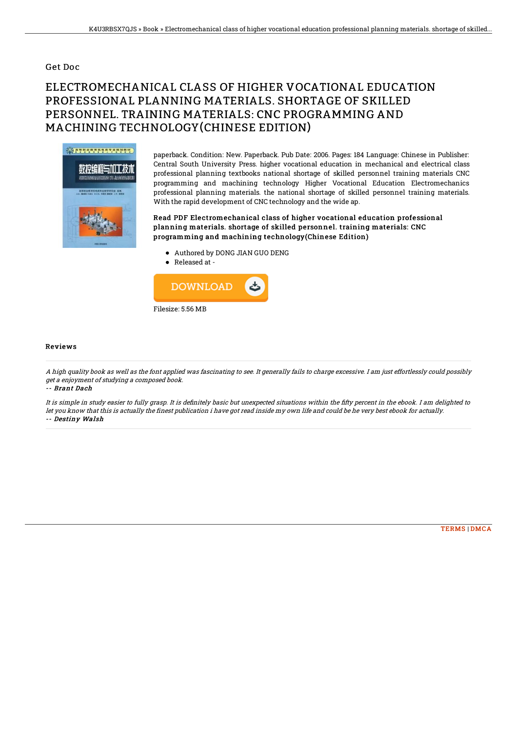Get Doc

# ELECTROMECHANICAL CLASS OF HIGHER VOCATIONAL EDUCATION PROFESSIONAL PLANNING MATERIALS. SHORTAGE OF SKILLED PERSONNEL. TRAINING MATERIALS: CNC PROGRAMMING AND MACHINING TECHNOLOGY(CHINESE EDITION)

paperback. Condition: New. Paperback. Pub Date: 2006. Pages: 184 Language: Chinese in Publisher: Central South University Press. higher vocational education in mechanical and electrical class professional planning textbooks national shortage of skilled personnel training materials CNC programming and machining technology Higher Vocational Education Electromechanics professional planning materials. the national shortage of skilled personnel training materials. With the rapid development of CNC technology and the wide ap.

**Read PDF Electromechanical class of higher vocational education professional planning materials. shortage of skilled personnel. training materials: CNC programming and machining technology(Chinese Edition)**

- Authored by DONG JIAN GUO DENG
- Released at -

DOWNLOAD

Filesize: 5.56 MB

## Reviews

*A high quality book as well as the font applied was fascinating to see. It generally fails to charge excessive. I am just effortlessly could possibly get a enjoyment of studying a composed book.*

*-- Brant Dach*

*It is simple in study easier to fully grasp. It is definitely basic but unexpected situations within the fifty percent in the ebook. I am delighted to let you know that this is actually the finest publication i have got read inside my own life and could be he very best ebook for actually.*

*-- Destiny Walsh*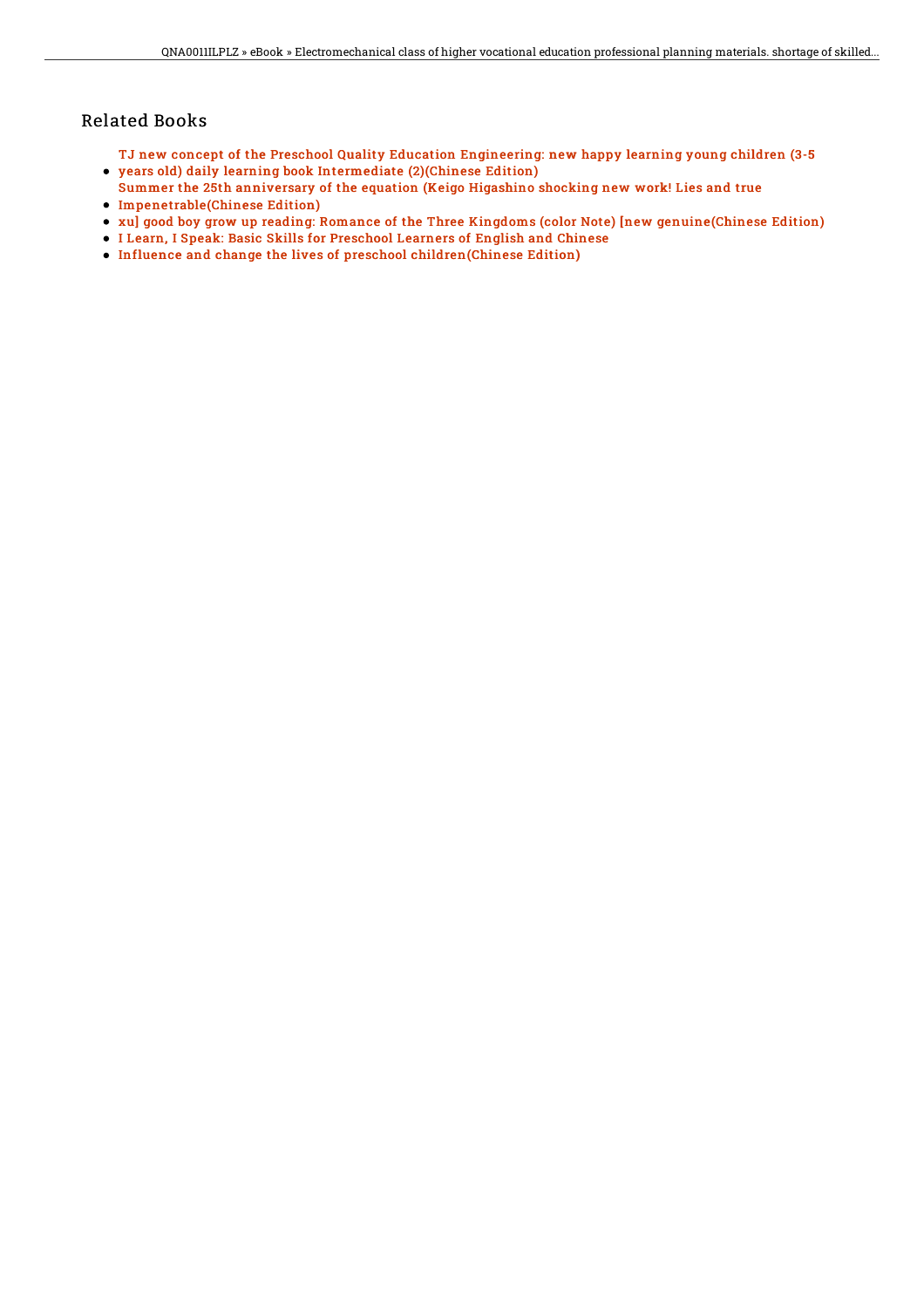## Related Books

- TJ new concept of the Preschool Quality Education Engineering: new happy learning young children (3-5 years old) daily learning book Intermediate (2)(Chinese Edition)
- Summer the 25th anniversary of the equation (Keigo Higashino shocking new work! Lies and true Impenetrable(Chinese Edition)
- xu] good boy grow up reading: Romance of the Three Kingdoms (color Note) [new genuine(Chinese Edition)
- I Learn, I Speak: Basic Skills for Preschool Learners of English and Chinese
- Influence and change the lives of preschool children(Chinese Edition)